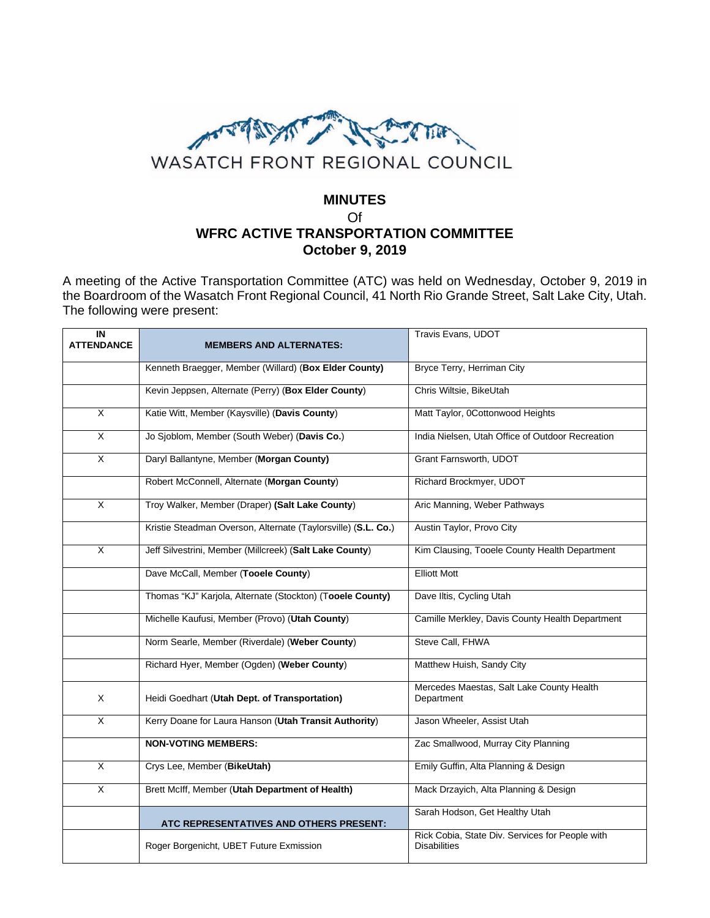WASATCH FRONT REGIONAL COUNCIL

# MINUTES
Of
# WFRC ACTIVE TRANSPORTATION COMMITTEE
## October 9, 2019

A meeting of the Active Transportation Committee (ATC) was held on Wednesday, October 9, 2019 in the Boardroom of the Wasatch Front Regional Council, 41 North Rio Grande Street, Salt Lake City, Utah. The following were present:

| IN ATTENDANCE | MEMBERS AND ALTERNATES: | Travis Evans, UDOT |
|---|---|---|
| | Kenneth Braegger, Member (Willard) (**Box Elder County**) | Bryce Terry, Herriman City |
| | Kevin Jeppsen, Alternate (Perry) (**Box Elder County**) | Chris Wiltsie, BikeUtah |
| X | Katie Witt, Member (Kaysville) (**Davis County**) | Matt Taylor, 0Cottonwood Heights |
| X | Jo Sjoblom, Member (South Weber) (**Davis Co.**) | India Nielsen, Utah Office of Outdoor Recreation |
| X | Daryl Ballantyne, Member (**Morgan County)** | Grant Farnsworth, UDOT |
| | Robert McConnell, Alternate (**Morgan County**) | Richard Brockmyer, UDOT |
| X | Troy Walker, Member (Draper) **(Salt Lake County**) | Aric Manning, Weber Pathways |
| | Kristie Steadman Overson, Alternate (Taylorsville) (**S.L. Co.**) | Austin Taylor, Provo City |
| X | Jeff Silvestrini, Member (Millcreek) (**Salt Lake County**) | Kim Clausing, Tooele County Health Department |
| | Dave McCall, Member (**Tooele County**) | Elliott Mott |
| | Thomas "KJ" Karjola, Alternate (Stockton) (T**ooele County)** | Dave Iltis, Cycling Utah |
| | Michelle Kaufusi, Member (Provo) (**Utah County**) | Camille Merkley, Davis County Health Department |
| | Norm Searle, Member (Riverdale) (**Weber County**) | Steve Call, FHWA |
| | Richard Hyer, Member (Ogden) (**Weber County**) | Matthew Huish, Sandy City |
| X | Heidi Goedhart (**Utah Dept. of Transportation)** | Mercedes Maestas, Salt Lake County Health Department |
| X | Kerry Doane for Laura Hanson (**Utah Transit Authority**) | Jason Wheeler, Assist Utah |
| | **NON-VOTING MEMBERS:** | Zac Smallwood, Murray City Planning |
| X | Crys Lee, Member (**BikeUtah)** | Emily Guffin, Alta Planning & Design |
| X | Brett McIff, Member (**Utah Department of Health)** | Mack Drzayich, Alta Planning & Design |
| | **ATC REPRESENTATIVES AND OTHERS PRESENT:** | Sarah Hodson, Get Healthy Utah |
| | Roger Borgenicht, UBET Future Exmission | Rick Cobia, State Div. Services for People with Disabilities |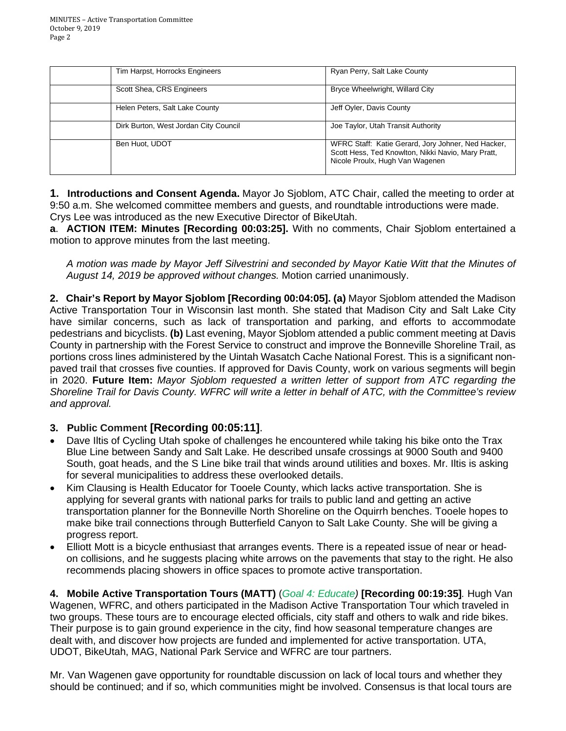| | | |
|---|---|---|
| | Tim Harpst, Horrocks Engineers | Ryan Perry, Salt Lake County |
| | Scott Shea, CRS Engineers | Bryce Wheelwright, Willard City |
| | Helen Peters, Salt Lake County | Jeff Oyler, Davis County |
| | Dirk Burton, West Jordan City Council | Joe Taylor, Utah Transit Authority |
| | Ben Huot, UDOT | WFRC Staff: Katie Gerard, Jory Johner, Ned Hacker, Scott Hess, Ted Knowlton, Nikki Navio, Mary Pratt, Nicole Proulx, Hugh Van Wagenen |

**1. Introductions and Consent Agenda.** Mayor Jo Sjoblom, ATC Chair, called the meeting to order at 9:50 a.m. She welcomed committee members and guests, and roundtable introductions were made. Crys Lee was introduced as the new Executive Director of BikeUtah.

**a. ACTION ITEM: Minutes [Recording 00:03:25].** With no comments, Chair Sjoblom entertained a motion to approve minutes from the last meeting.

*A motion was made by Mayor Jeff Silvestrini and seconded by Mayor Katie Witt that the Minutes of August 14, 2019 be approved without changes.* Motion carried unanimously.

**2. Chair's Report by Mayor Sjoblom [Recording 00:04:05]. (a)** Mayor Sjoblom attended the Madison Active Transportation Tour in Wisconsin last month. She stated that Madison City and Salt Lake City have similar concerns, such as lack of transportation and parking, and efforts to accommodate pedestrians and bicyclists. **(b)** Last evening, Mayor Sjoblom attended a public comment meeting at Davis County in partnership with the Forest Service to construct and improve the Bonneville Shoreline Trail, as portions cross lines administered by the Uintah Wasatch Cache National Forest. This is a significant non-paved trail that crosses five counties. If approved for Davis County, work on various segments will begin in 2020. **Future Item:** *Mayor Sjoblom requested a written letter of support from ATC regarding the Shoreline Trail for Davis County. WFRC will write a letter in behalf of ATC, with the Committee's review and approval.*

**3. Public Comment [Recording 00:05:11].**

- Dave Iltis of Cycling Utah spoke of challenges he encountered while taking his bike onto the Trax Blue Line between Sandy and Salt Lake. He described unsafe crossings at 9000 South and 9400 South, goat heads, and the S Line bike trail that winds around utilities and boxes. Mr. Iltis is asking for several municipalities to address these overlooked details.
- Kim Clausing is Health Educator for Tooele County, which lacks active transportation. She is applying for several grants with national parks for trails to public land and getting an active transportation planner for the Bonneville North Shoreline on the Oquirrh benches. Tooele hopes to make bike trail connections through Butterfield Canyon to Salt Lake County. She will be giving a progress report.
- Elliott Mott is a bicycle enthusiast that arranges events. There is a repeated issue of near or head-on collisions, and he suggests placing white arrows on the pavements that stay to the right. He also recommends placing showers in office spaces to promote active transportation.

**4. Mobile Active Transportation Tours (MATT)** (*Goal 4: Educate*) **[Recording 00:19:35]***.* Hugh Van Wagenen, WFRC, and others participated in the Madison Active Transportation Tour which traveled in two groups. These tours are to encourage elected officials, city staff and others to walk and ride bikes. Their purpose is to gain ground experience in the city, find how seasonal temperature changes are dealt with, and discover how projects are funded and implemented for active transportation. UTA, UDOT, BikeUtah, MAG, National Park Service and WFRC are tour partners.

Mr. Van Wagenen gave opportunity for roundtable discussion on lack of local tours and whether they should be continued; and if so, which communities might be involved. Consensus is that local tours are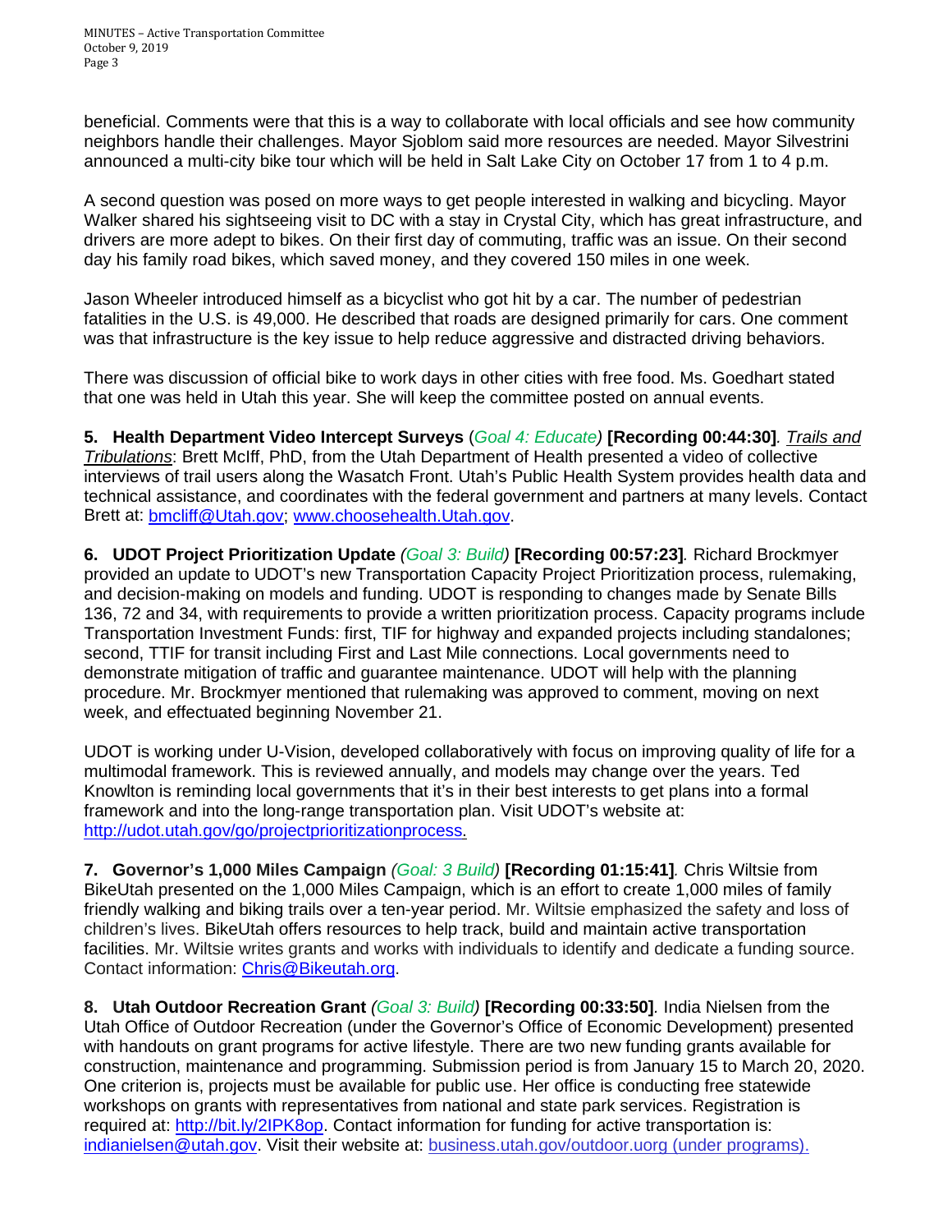beneficial. Comments were that this is a way to collaborate with local officials and see how community neighbors handle their challenges. Mayor Sjoblom said more resources are needed. Mayor Silvestrini announced a multi-city bike tour which will be held in Salt Lake City on October 17 from 1 to 4 p.m.

A second question was posed on more ways to get people interested in walking and bicycling. Mayor Walker shared his sightseeing visit to DC with a stay in Crystal City, which has great infrastructure, and drivers are more adept to bikes. On their first day of commuting, traffic was an issue. On their second day his family road bikes, which saved money, and they covered 150 miles in one week.

Jason Wheeler introduced himself as a bicyclist who got hit by a car. The number of pedestrian fatalities in the U.S. is 49,000. He described that roads are designed primarily for cars. One comment was that infrastructure is the key issue to help reduce aggressive and distracted driving behaviors.

There was discussion of official bike to work days in other cities with free food. Ms. Goedhart stated that one was held in Utah this year. She will keep the committee posted on annual events.

**5. Health Department Video Intercept Surveys** (*Goal 4: Educate)* **[Recording 00:44:30]**. *Trails and Tribulations*: Brett McIff, PhD, from the Utah Department of Health presented a video of collective interviews of trail users along the Wasatch Front. Utah's Public Health System provides health data and technical assistance, and coordinates with the federal government and partners at many levels. Contact Brett at: bmcliff@Utah.gov; www.choosehealth.Utah.gov.

**6. UDOT Project Prioritization Update** *(Goal 3: Build)* **[Recording 00:57:23]**. Richard Brockmyer provided an update to UDOT's new Transportation Capacity Project Prioritization process, rulemaking, and decision-making on models and funding. UDOT is responding to changes made by Senate Bills 136, 72 and 34, with requirements to provide a written prioritization process. Capacity programs include Transportation Investment Funds: first, TIF for highway and expanded projects including standalones; second, TTIF for transit including First and Last Mile connections. Local governments need to demonstrate mitigation of traffic and guarantee maintenance. UDOT will help with the planning procedure. Mr. Brockmyer mentioned that rulemaking was approved to comment, moving on next week, and effectuated beginning November 21.

UDOT is working under U-Vision, developed collaboratively with focus on improving quality of life for a multimodal framework. This is reviewed annually, and models may change over the years. Ted Knowlton is reminding local governments that it's in their best interests to get plans into a formal framework and into the long-range transportation plan. Visit UDOT's website at: http://udot.utah.gov/go/projectprioritizationprocess.

**7. Governor's 1,000 Miles Campaign** *(Goal: 3 Build)* **[Recording 01:15:41]**. Chris Wiltsie from BikeUtah presented on the 1,000 Miles Campaign, which is an effort to create 1,000 miles of family friendly walking and biking trails over a ten-year period. Mr. Wiltsie emphasized the safety and loss of children's lives. BikeUtah offers resources to help track, build and maintain active transportation facilities. Mr. Wiltsie writes grants and works with individuals to identify and dedicate a funding source. Contact information: Chris@Bikeutah.org.

**8. Utah Outdoor Recreation Grant** *(Goal 3: Build)* **[Recording 00:33:50]**. India Nielsen from the Utah Office of Outdoor Recreation (under the Governor's Office of Economic Development) presented with handouts on grant programs for active lifestyle. There are two new funding grants available for construction, maintenance and programming. Submission period is from January 15 to March 20, 2020. One criterion is, projects must be available for public use. Her office is conducting free statewide workshops on grants with representatives from national and state park services. Registration is required at: http://bit.ly/2IPK8op. Contact information for funding for active transportation is: indianielsen@utah.gov. Visit their website at: business.utah.gov/outdoor.uorg (under programs).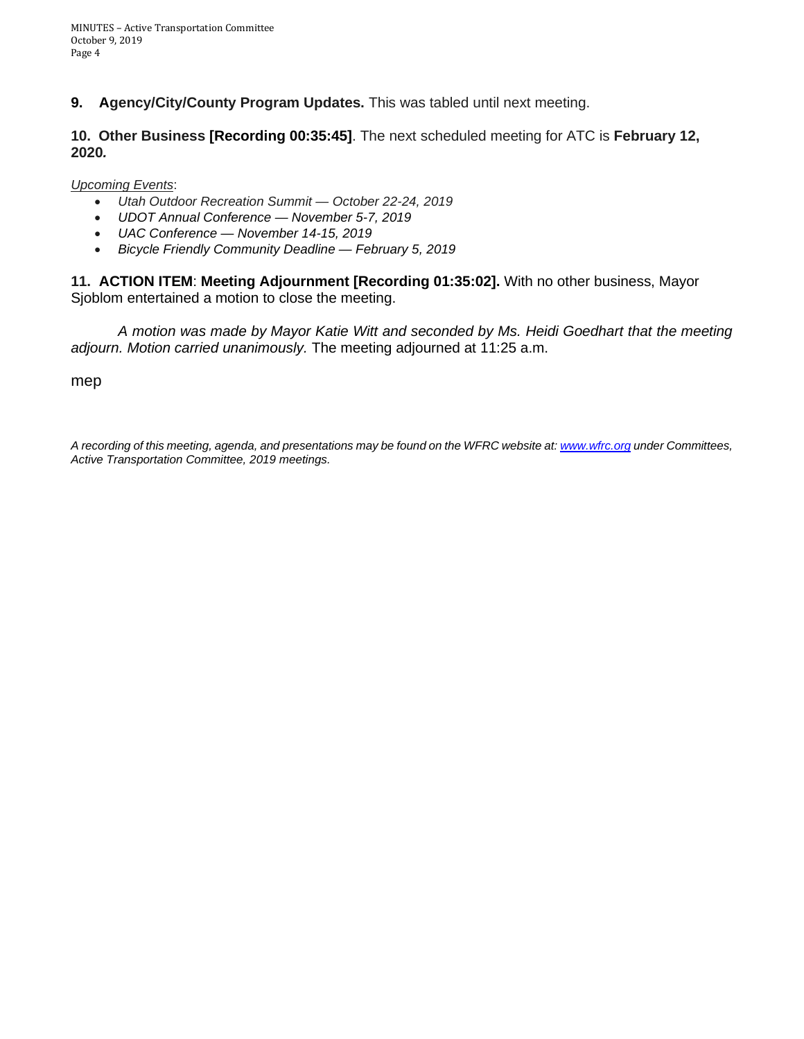**9. Agency/City/County Program Updates.** This was tabled until next meeting.

**10. Other Business [Recording 00:35:45]**. The next scheduled meeting for ATC is **February 12, 2020*.***

<u>*Upcoming Events*</u>:

- *Utah Outdoor Recreation Summit — October 22-24, 2019*
- *UDOT Annual Conference — November 5-7, 2019*
- *UAC Conference — November 14-15, 2019*
- *Bicycle Friendly Community Deadline — February 5, 2019*

**11. ACTION ITEM**: **Meeting Adjournment [Recording 01:35:02].** With no other business, Mayor Sjoblom entertained a motion to close the meeting.

*A motion was made by Mayor Katie Witt and seconded by Ms. Heidi Goedhart that the meeting adjourn. Motion carried unanimously.* The meeting adjourned at 11:25 a.m.

mep

*A recording of this meeting, agenda, and presentations may be found on the WFRC website at: [www.wfrc.org](http://www.wfrc.org) under Committees, Active Transportation Committee, 2019 meetings.*